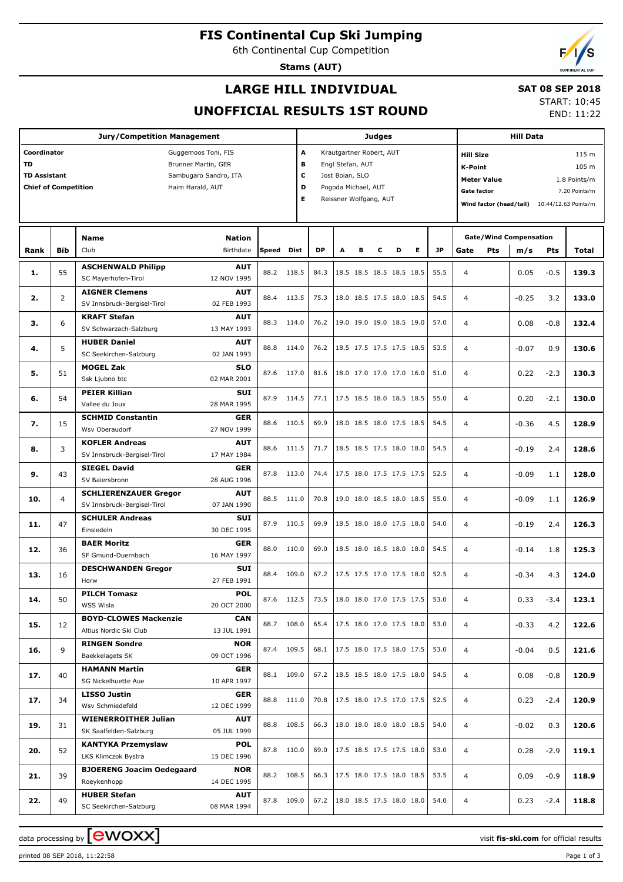# FIS Continental Cup Ski Jumping

6th Continental Cup Competition

**Stams (AUT)**

## LARGE HILL INDIVIDUAL

## UNOFFICIAL RESULTS 1ST ROUND

**SAT 08 SEP 2018**

START: 10:45

END: 11:22

| Jury/Competition Management | | Judges | | Hill Data | |
|---|---|---|---|---|---|
| Coordinator | Guggemoos Toni, FIS | A | Krautgartner Robert, AUT | Hill Size | 115 m |
| TD | Brunner Martin, GER | B | Engl Stefan, AUT | K-Point | 105 m |
| TD Assistant | Sambugaro Sandro, ITA | C | Jost Boian, SLO | Meter Value | 1.8 Points/m |
| Chief of Competition | Haim Harald, AUT | D | Pogoda Michael, AUT | Gate factor | 7.20 Points/m |
| | | E | Reissner Wolfgang, AUT | Wind factor (head/tail) | 10.44/12.63 Points/m |

| Rank | Bib | Name / Club | Nation / Birthdate | Speed | Dist | DP | A | B | C | D | E | JP | Gate | Pts | m/s | Pts | Total |
|---|---|---|---|---|---|---|---|---|---|---|---|---|---|---|---|---|---|
| 1. | 55 | **ASCHENWALD Philipp** SC Mayerhofen-Tirol | **AUT** 12 NOV 1995 | 88.2 | 118.5 | 84.3 | 18.5 | 18.5 | 18.5 | 18.5 | 18.5 | 55.5 | 4 | | 0.05 | -0.5 | **139.3** |
| 2. | 2 | **AIGNER Clemens** SV Innsbruck-Bergisel-Tirol | **AUT** 02 FEB 1993 | 88.4 | 113.5 | 75.3 | 18.0 | 18.5 | 17.5 | 18.0 | 18.5 | 54.5 | 4 | | -0.25 | 3.2 | **133.0** |
| 3. | 6 | **KRAFT Stefan** SV Schwarzach-Salzburg | **AUT** 13 MAY 1993 | 88.3 | 114.0 | 76.2 | 19.0 | 19.0 | 19.0 | 18.5 | 19.0 | 57.0 | 4 | | 0.08 | -0.8 | **132.4** |
| 4. | 5 | **HUBER Daniel** SC Seekirchen-Salzburg | **AUT** 02 JAN 1993 | 88.8 | 114.0 | 76.2 | 18.5 | 17.5 | 17.5 | 17.5 | 18.5 | 53.5 | 4 | | -0.07 | 0.9 | **130.6** |
| 5. | 51 | **MOGEL Zak** Ssk Ljubno btc | **SLO** 02 MAR 2001 | 87.6 | 117.0 | 81.6 | 18.0 | 17.0 | 17.0 | 17.0 | 16.0 | 51.0 | 4 | | 0.22 | -2.3 | **130.3** |
| 6. | 54 | **PEIER Killian** Vallee du Joux | **SUI** 28 MAR 1995 | 87.9 | 114.5 | 77.1 | 17.5 | 18.5 | 18.0 | 18.5 | 18.5 | 55.0 | 4 | | 0.20 | -2.1 | **130.0** |
| 7. | 15 | **SCHMID Constantin** Wsv Oberaudorf | **GER** 27 NOV 1999 | 88.6 | 110.5 | 69.9 | 18.0 | 18.5 | 18.0 | 17.5 | 18.5 | 54.5 | 4 | | -0.36 | 4.5 | **128.9** |
| 8. | 3 | **KOFLER Andreas** SV Innsbruck-Bergisel-Tirol | **AUT** 17 MAY 1984 | 88.6 | 111.5 | 71.7 | 18.5 | 18.5 | 17.5 | 18.0 | 18.0 | 54.5 | 4 | | -0.19 | 2.4 | **128.6** |
| 9. | 43 | **SIEGEL David** SV Baiersbronn | **GER** 28 AUG 1996 | 87.8 | 113.0 | 74.4 | 17.5 | 18.0 | 17.5 | 17.5 | 17.5 | 52.5 | 4 | | -0.09 | 1.1 | **128.0** |
| 10. | 4 | **SCHLIERENZAUER Gregor** SV Innsbruck-Bergisel-Tirol | **AUT** 07 JAN 1990 | 88.5 | 111.0 | 70.8 | 19.0 | 18.0 | 18.5 | 18.0 | 18.5 | 55.0 | 4 | | -0.09 | 1.1 | **126.9** |
| 11. | 47 | **SCHULER Andreas** Einsiedeln | **SUI** 30 DEC 1995 | 87.9 | 110.5 | 69.9 | 18.5 | 18.0 | 18.0 | 17.5 | 18.0 | 54.0 | 4 | | -0.19 | 2.4 | **126.3** |
| 12. | 36 | **BAER Moritz** SF Gmund-Duernbach | **GER** 16 MAY 1997 | 88.0 | 110.0 | 69.0 | 18.5 | 18.0 | 18.5 | 18.0 | 18.0 | 54.5 | 4 | | -0.14 | 1.8 | **125.3** |
| 13. | 16 | **DESCHWANDEN Gregor** Horw | **SUI** 27 FEB 1991 | 88.4 | 109.0 | 67.2 | 17.5 | 17.5 | 17.0 | 17.5 | 18.0 | 52.5 | 4 | | -0.34 | 4.3 | **124.0** |
| 14. | 50 | **PILCH Tomasz** WSS Wisla | **POL** 20 OCT 2000 | 87.6 | 112.5 | 73.5 | 18.0 | 18.0 | 17.0 | 17.5 | 17.5 | 53.0 | 4 | | 0.33 | -3.4 | **123.1** |
| 15. | 12 | **BOYD-CLOWES Mackenzie** Altius Nordic Ski Club | **CAN** 13 JUL 1991 | 88.7 | 108.0 | 65.4 | 17.5 | 18.0 | 17.0 | 17.5 | 18.0 | 53.0 | 4 | | -0.33 | 4.2 | **122.6** |
| 16. | 9 | **RINGEN Sondre** Baekkelagets SK | **NOR** 09 OCT 1996 | 87.4 | 109.5 | 68.1 | 17.5 | 18.0 | 17.5 | 18.0 | 17.5 | 53.0 | 4 | | -0.04 | 0.5 | **121.6** |
| 17. | 40 | **HAMANN Martin** SG Nickelhuette Aue | **GER** 10 APR 1997 | 88.1 | 109.0 | 67.2 | 18.5 | 18.5 | 18.0 | 17.5 | 18.0 | 54.5 | 4 | | 0.08 | -0.8 | **120.9** |
| 17. | 34 | **LISSO Justin** Wsv Schmiedefeld | **GER** 12 DEC 1999 | 88.8 | 111.0 | 70.8 | 17.5 | 18.0 | 17.5 | 17.0 | 17.5 | 52.5 | 4 | | 0.23 | -2.4 | **120.9** |
| 19. | 31 | **WIENERROITHER Julian** SK Saalfelden-Salzburg | **AUT** 05 JUL 1999 | 88.8 | 108.5 | 66.3 | 18.0 | 18.0 | 18.0 | 18.0 | 18.5 | 54.0 | 4 | | -0.02 | 0.3 | **120.6** |
| 20. | 52 | **KANTYKA Przemyslaw** LKS Klimczok Bystra | **POL** 15 DEC 1996 | 87.8 | 110.0 | 69.0 | 17.5 | 18.5 | 17.5 | 17.5 | 18.0 | 53.0 | 4 | | 0.28 | -2.9 | **119.1** |
| 21. | 39 | **BJOERENG Joacim Oedegaard** Roeykenhopp | **NOR** 14 DEC 1995 | 88.2 | 108.5 | 66.3 | 17.5 | 18.0 | 17.5 | 18.0 | 18.5 | 53.5 | 4 | | 0.09 | -0.9 | **118.9** |
| 22. | 49 | **HUBER Stefan** SC Seekirchen-Salzburg | **AUT** 08 MAR 1994 | 87.8 | 109.0 | 67.2 | 18.0 | 18.5 | 17.5 | 18.0 | 18.0 | 54.0 | 4 | | 0.23 | -2.4 | **118.8** |

data processing by ewoxx — visit **fis-ski.com** for official results

printed 08 SEP 2018, 11:22:58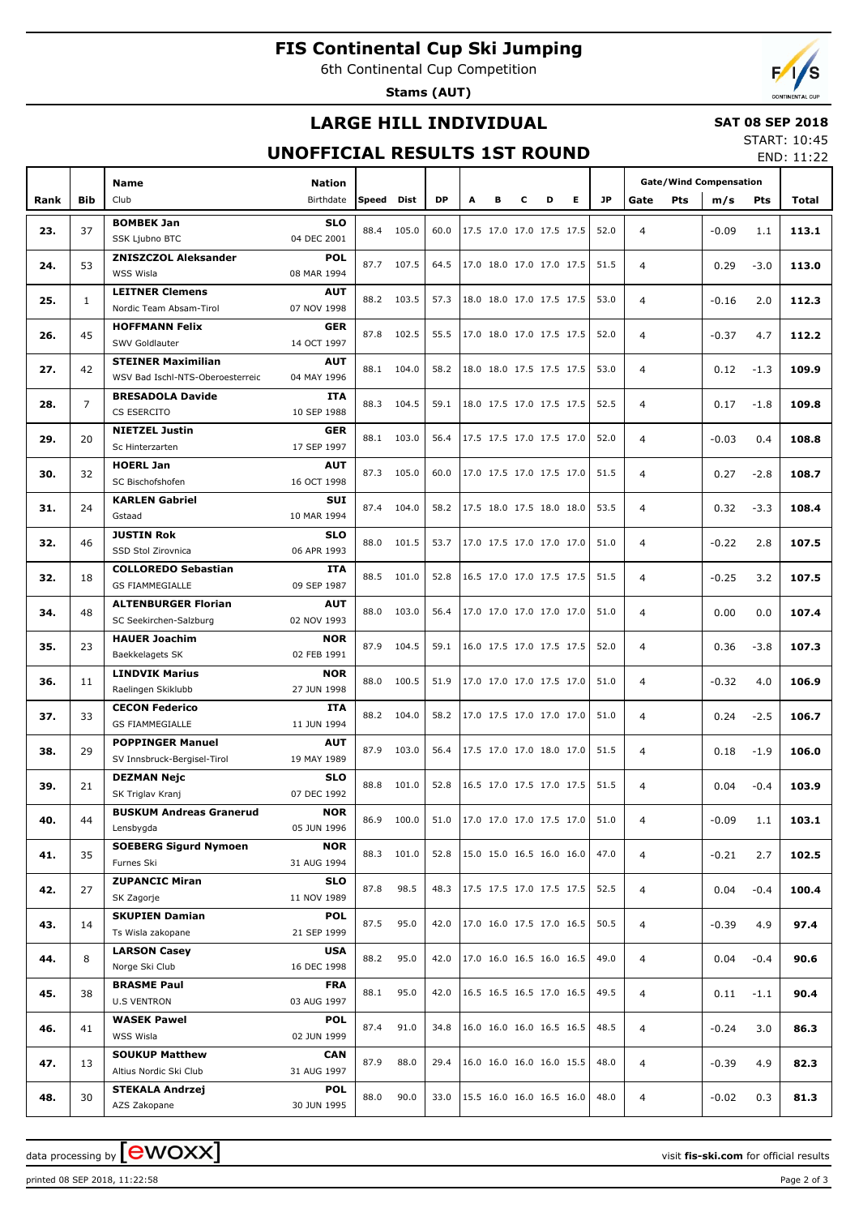# FIS Continental Cup Ski Jumping

6th Continental Cup Competition

**Stams (AUT)**

## LARGE HILL INDIVIDUAL

**SAT 08 SEP 2018**

## UNOFFICIAL RESULTS 1ST ROUND

START: 10:45
END: 11:22

| Rank | Bib | Name / Club | Nation / Birthdate | Speed | Dist | DP | A | B | C | D | E | JP | Gate | Pts | m/s | Pts | Total |
|---|---|---|---|---|---|---|---|---|---|---|---|---|---|---|---|---|---|
| 23. | 37 | **BOMBEK Jan** SSK Ljubno BTC | **SLO** 04 DEC 2001 | 88.4 | 105.0 | 60.0 | 17.5 | 17.0 | 17.0 | 17.5 | 17.5 | 52.0 | 4 | | -0.09 | 1.1 | **113.1** |
| 24. | 53 | **ZNISZCZOL Aleksander** WSS Wisla | **POL** 08 MAR 1994 | 87.7 | 107.5 | 64.5 | 17.0 | 18.0 | 17.0 | 17.0 | 17.5 | 51.5 | 4 | | 0.29 | -3.0 | **113.0** |
| 25. | 1 | **LEITNER Clemens** Nordic Team Absam-Tirol | **AUT** 07 NOV 1998 | 88.2 | 103.5 | 57.3 | 18.0 | 18.0 | 17.0 | 17.5 | 17.5 | 53.0 | 4 | | -0.16 | 2.0 | **112.3** |
| 26. | 45 | **HOFFMANN Felix** SWV Goldlauter | **GER** 14 OCT 1997 | 87.8 | 102.5 | 55.5 | 17.0 | 18.0 | 17.0 | 17.5 | 17.5 | 52.0 | 4 | | -0.37 | 4.7 | **112.2** |
| 27. | 42 | **STEINER Maximilian** WSV Bad Ischl-NTS-Oberoesterreic | **AUT** 04 MAY 1996 | 88.1 | 104.0 | 58.2 | 18.0 | 18.0 | 17.5 | 17.5 | 17.5 | 53.0 | 4 | | 0.12 | -1.3 | **109.9** |
| 28. | 7 | **BRESADOLA Davide** CS ESERCITO | **ITA** 10 SEP 1988 | 88.3 | 104.5 | 59.1 | 18.0 | 17.5 | 17.0 | 17.5 | 17.5 | 52.5 | 4 | | 0.17 | -1.8 | **109.8** |
| 29. | 20 | **NIETZEL Justin** Sc Hinterzarten | **GER** 17 SEP 1997 | 88.1 | 103.0 | 56.4 | 17.5 | 17.5 | 17.0 | 17.5 | 17.0 | 52.0 | 4 | | -0.03 | 0.4 | **108.8** |
| 30. | 32 | **HOERL Jan** SC Bischofshofen | **AUT** 16 OCT 1998 | 87.3 | 105.0 | 60.0 | 17.0 | 17.5 | 17.0 | 17.5 | 17.0 | 51.5 | 4 | | 0.27 | -2.8 | **108.7** |
| 31. | 24 | **KARLEN Gabriel** Gstaad | **SUI** 10 MAR 1994 | 87.4 | 104.0 | 58.2 | 17.5 | 18.0 | 17.5 | 18.0 | 18.0 | 53.5 | 4 | | 0.32 | -3.3 | **108.4** |
| 32. | 46 | **JUSTIN Rok** SSD Stol Zirovnica | **SLO** 06 APR 1993 | 88.0 | 101.5 | 53.7 | 17.0 | 17.5 | 17.0 | 17.0 | 17.0 | 51.0 | 4 | | -0.22 | 2.8 | **107.5** |
| 32. | 18 | **COLLOREDO Sebastian** GS FIAMMEGIALLE | **ITA** 09 SEP 1987 | 88.5 | 101.0 | 52.8 | 16.5 | 17.0 | 17.0 | 17.5 | 17.5 | 51.5 | 4 | | -0.25 | 3.2 | **107.5** |
| 34. | 48 | **ALTENBURGER Florian** SC Seekirchen-Salzburg | **AUT** 02 NOV 1993 | 88.0 | 103.0 | 56.4 | 17.0 | 17.0 | 17.0 | 17.0 | 17.0 | 51.0 | 4 | | 0.00 | 0.0 | **107.4** |
| 35. | 23 | **HAUER Joachim** Baekkelagets SK | **NOR** 02 FEB 1991 | 87.9 | 104.5 | 59.1 | 16.0 | 17.5 | 17.0 | 17.5 | 17.5 | 52.0 | 4 | | 0.36 | -3.8 | **107.3** |
| 36. | 11 | **LINDVIK Marius** Raelingen Skiklubb | **NOR** 27 JUN 1998 | 88.0 | 100.5 | 51.9 | 17.0 | 17.0 | 17.0 | 17.5 | 17.0 | 51.0 | 4 | | -0.32 | 4.0 | **106.9** |
| 37. | 33 | **CECON Federico** GS FIAMMEGIALLE | **ITA** 11 JUN 1994 | 88.2 | 104.0 | 58.2 | 17.0 | 17.5 | 17.0 | 17.0 | 17.0 | 51.0 | 4 | | 0.24 | -2.5 | **106.7** |
| 38. | 29 | **POPPINGER Manuel** SV Innsbruck-Bergisel-Tirol | **AUT** 19 MAY 1989 | 87.9 | 103.0 | 56.4 | 17.5 | 17.0 | 17.0 | 18.0 | 17.0 | 51.5 | 4 | | 0.18 | -1.9 | **106.0** |
| 39. | 21 | **DEZMAN Nejc** SK Triglav Kranj | **SLO** 07 DEC 1992 | 88.8 | 101.0 | 52.8 | 16.5 | 17.0 | 17.5 | 17.0 | 17.5 | 51.5 | 4 | | 0.04 | -0.4 | **103.9** |
| 40. | 44 | **BUSKUM Andreas Granerud** Lensbygda | **NOR** 05 JUN 1996 | 86.9 | 100.0 | 51.0 | 17.0 | 17.0 | 17.0 | 17.5 | 17.0 | 51.0 | 4 | | -0.09 | 1.1 | **103.1** |
| 41. | 35 | **SOEBERG Sigurd Nymoen** Furnes Ski | **NOR** 31 AUG 1994 | 88.3 | 101.0 | 52.8 | 15.0 | 15.0 | 16.5 | 16.0 | 16.0 | 47.0 | 4 | | -0.21 | 2.7 | **102.5** |
| 42. | 27 | **ZUPANCIC Miran** SK Zagorje | **SLO** 11 NOV 1989 | 87.8 | 98.5 | 48.3 | 17.5 | 17.5 | 17.0 | 17.5 | 17.5 | 52.5 | 4 | | 0.04 | -0.4 | **100.4** |
| 43. | 14 | **SKUPIEN Damian** Ts Wisla zakopane | **POL** 21 SEP 1999 | 87.5 | 95.0 | 42.0 | 17.0 | 16.0 | 17.5 | 17.0 | 16.5 | 50.5 | 4 | | -0.39 | 4.9 | **97.4** |
| 44. | 8 | **LARSON Casey** Norge Ski Club | **USA** 16 DEC 1998 | 88.2 | 95.0 | 42.0 | 17.0 | 16.0 | 16.5 | 16.0 | 16.5 | 49.0 | 4 | | 0.04 | -0.4 | **90.6** |
| 45. | 38 | **BRASME Paul** U.S VENTRON | **FRA** 03 AUG 1997 | 88.1 | 95.0 | 42.0 | 16.5 | 16.5 | 16.5 | 17.0 | 16.5 | 49.5 | 4 | | 0.11 | -1.1 | **90.4** |
| 46. | 41 | **WASEK Pawel** WSS Wisla | **POL** 02 JUN 1999 | 87.4 | 91.0 | 34.8 | 16.0 | 16.0 | 16.0 | 16.5 | 16.5 | 48.5 | 4 | | -0.24 | 3.0 | **86.3** |
| 47. | 13 | **SOUKUP Matthew** Altius Nordic Ski Club | **CAN** 31 AUG 1997 | 87.9 | 88.0 | 29.4 | 16.0 | 16.0 | 16.0 | 16.0 | 15.5 | 48.0 | 4 | | -0.39 | 4.9 | **82.3** |
| 48. | 30 | **STEKALA Andrzej** AZS Zakopane | **POL** 30 JUN 1995 | 88.0 | 90.0 | 33.0 | 15.5 | 16.0 | 16.0 | 16.5 | 16.0 | 48.0 | 4 | | -0.02 | 0.3 | **81.3** |

data processing by ewoxx — visit **fis-ski.com** for official results

printed 08 SEP 2018, 11:22:58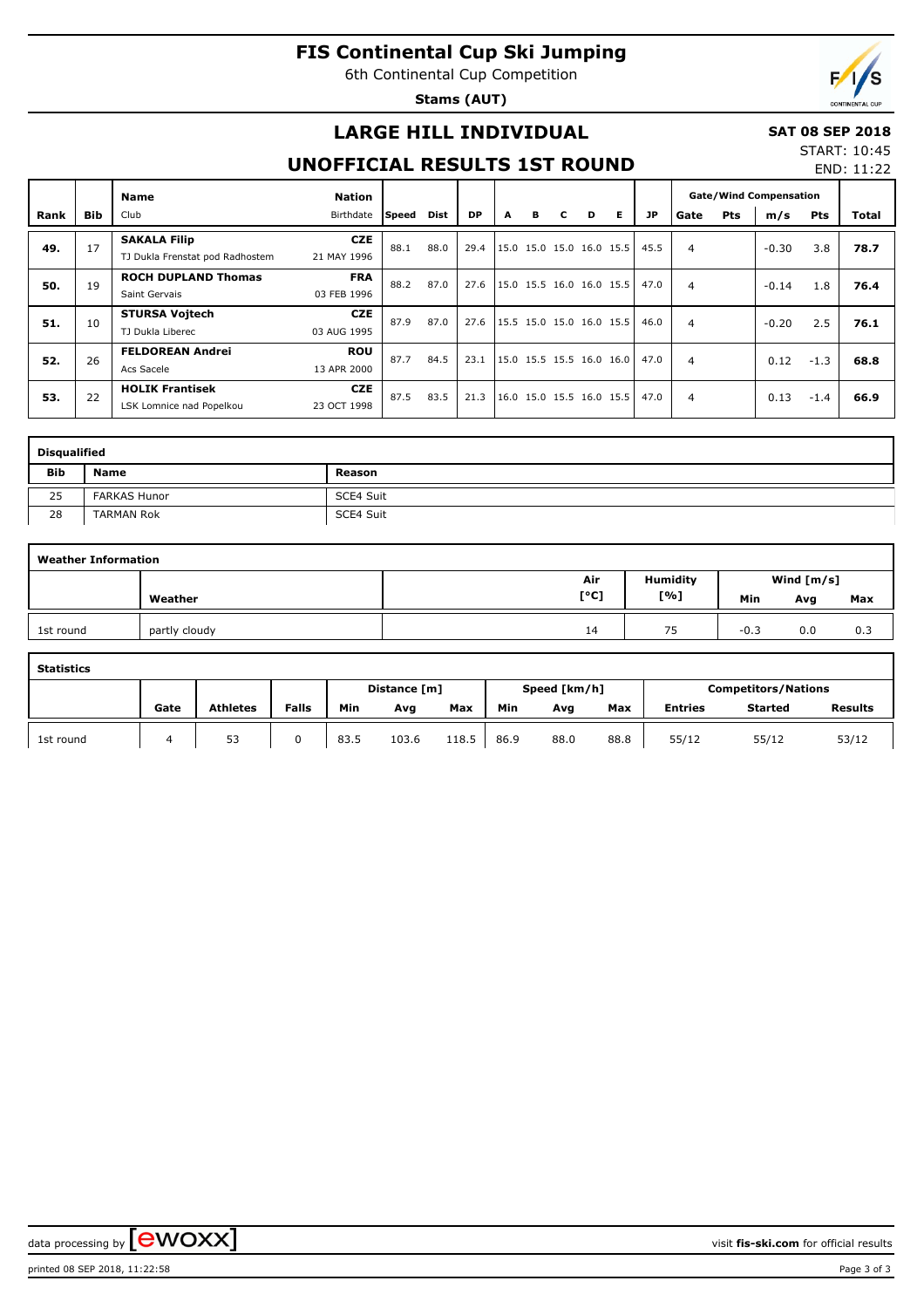# FIS Continental Cup Ski Jumping

6th Continental Cup Competition

**Stams (AUT)**

## LARGE HILL INDIVIDUAL

**SAT 08 SEP 2018**

START: 10:45

END: 11:22

## UNOFFICIAL RESULTS 1ST ROUND

| Rank | Bib | Name / Club | Nation / Birthdate | Speed | Dist | DP | A | B | C | D | E | JP | Gate | Pts | m/s | Pts | Total |
|---|---|---|---|---|---|---|---|---|---|---|---|---|---|---|---|---|---|
| 49. | 17 | **SAKALA Filip** TJ Dukla Frenstat pod Radhostem | **CZE** 21 MAY 1996 | 88.1 | 88.0 | 29.4 | 15.0 | 15.0 | 15.0 | 16.0 | 15.5 | 45.5 | 4 | | -0.30 | 3.8 | **78.7** |
| 50. | 19 | **ROCH DUPLAND Thomas** Saint Gervais | **FRA** 03 FEB 1996 | 88.2 | 87.0 | 27.6 | 15.0 | 15.5 | 16.0 | 16.0 | 15.5 | 47.0 | 4 | | -0.14 | 1.8 | **76.4** |
| 51. | 10 | **STURSA Vojtech** TJ Dukla Liberec | **CZE** 03 AUG 1995 | 87.9 | 87.0 | 27.6 | 15.5 | 15.0 | 15.0 | 16.0 | 15.5 | 46.0 | 4 | | -0.20 | 2.5 | **76.1** |
| 52. | 26 | **FELDOREAN Andrei** Acs Sacele | **ROU** 13 APR 2000 | 87.7 | 84.5 | 23.1 | 15.0 | 15.5 | 15.5 | 16.0 | 16.0 | 47.0 | 4 | | 0.12 | -1.3 | **68.8** |
| 53. | 22 | **HOLIK Frantisek** LSK Lomnice nad Popelkou | **CZE** 23 OCT 1998 | 87.5 | 83.5 | 21.3 | 16.0 | 15.0 | 15.5 | 16.0 | 15.5 | 47.0 | 4 | | 0.13 | -1.4 | **66.9** |

**Disqualified**

| Bib | Name | Reason |
|---|---|---|
| 25 | FARKAS Hunor | SCE4 Suit |
| 28 | TARMAN Rok | SCE4 Suit |

**Weather Information**

| | Weather | Air [°C] | Humidity [%] | Wind [m/s] Min | Avg | Max |
|---|---|---|---|---|---|---|
| 1st round | partly cloudy | 14 | 75 | -0.3 | 0.0 | 0.3 |

**Statistics**

| | Gate | Athletes | Falls | Distance [m] Min | Avg | Max | Speed [km/h] Min | Avg | Max | Competitors/Nations Entries | Started | Results |
|---|---|---|---|---|---|---|---|---|---|---|---|---|
| 1st round | 4 | 53 | 0 | 83.5 | 103.6 | 118.5 | 86.9 | 88.0 | 88.8 | 55/12 | 55/12 | 53/12 |

data processing by [ewoxx]

visit **fis-ski.com** for official results

printed 08 SEP 2018, 11:22:58